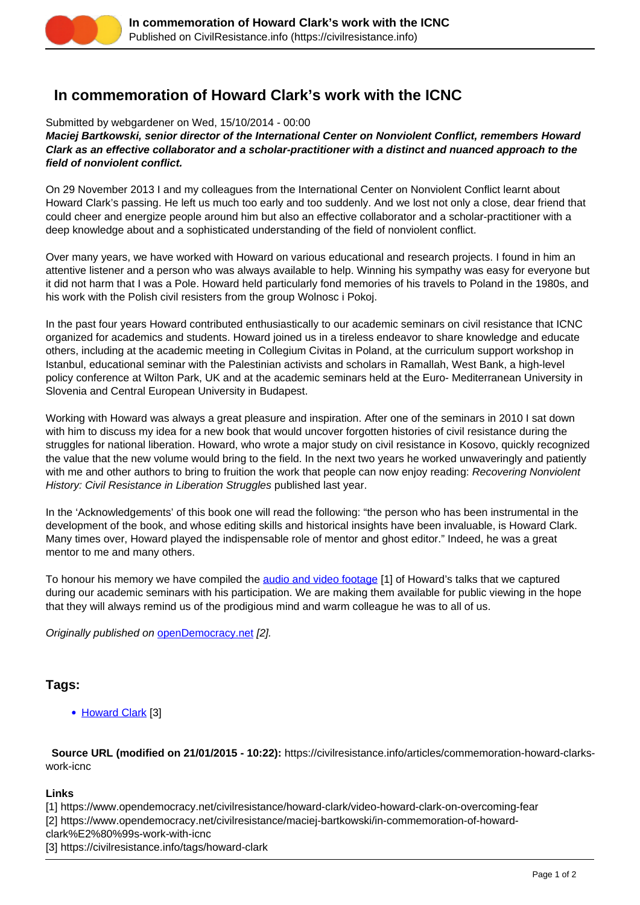# In commemoration of Howard Clark's work with the ICNC

Submitted by webgardener on Wed, 15/10/2014 - 00:00

***Maciej Bartkowski, senior director of the International Center on Nonviolent Conflict, remembers Howard Clark as an effective collaborator and a scholar-practitioner with a distinct and nuanced approach to the field of nonviolent conflict.***

On 29 November 2013 I and my colleagues from the International Center on Nonviolent Conflict learnt about Howard Clark's passing. He left us much too early and too suddenly. And we lost not only a close, dear friend that could cheer and energize people around him but also an effective collaborator and a scholar-practitioner with a deep knowledge about and a sophisticated understanding of the field of nonviolent conflict.

Over many years, we have worked with Howard on various educational and research projects. I found in him an attentive listener and a person who was always available to help. Winning his sympathy was easy for everyone but it did not harm that I was a Pole. Howard held particularly fond memories of his travels to Poland in the 1980s, and his work with the Polish civil resisters from the group Wolnosc i Pokoj.

In the past four years Howard contributed enthusiastically to our academic seminars on civil resistance that ICNC organized for academics and students. Howard joined us in a tireless endeavor to share knowledge and educate others, including at the academic meeting in Collegium Civitas in Poland, at the curriculum support workshop in Istanbul, educational seminar with the Palestinian activists and scholars in Ramallah, West Bank, a high-level policy conference at Wilton Park, UK and at the academic seminars held at the Euro- Mediterranean University in Slovenia and Central European University in Budapest.

Working with Howard was always a great pleasure and inspiration. After one of the seminars in 2010 I sat down with him to discuss my idea for a new book that would uncover forgotten histories of civil resistance during the struggles for national liberation. Howard, who wrote a major study on civil resistance in Kosovo, quickly recognized the value that the new volume would bring to the field. In the next two years he worked unwaveringly and patiently with me and other authors to bring to fruition the work that people can now enjoy reading: *Recovering Nonviolent History: Civil Resistance in Liberation Struggles* published last year.

In the 'Acknowledgements' of this book one will read the following: "the person who has been instrumental in the development of the book, and whose editing skills and historical insights have been invaluable, is Howard Clark. Many times over, Howard played the indispensable role of mentor and ghost editor." Indeed, he was a great mentor to me and many others.

To honour his memory we have compiled the audio and video footage [1] of Howard's talks that we captured during our academic seminars with his participation. We are making them available for public viewing in the hope that they will always remind us of the prodigious mind and warm colleague he was to all of us.

*Originally published on openDemocracy.net [2].*

## Tags:

- Howard Clark [3]

**Source URL (modified on 21/01/2015 - 10:22):** https://civilresistance.info/articles/commemoration-howard-clarks-work-icnc

**Links**

[1] https://www.opendemocracy.net/civilresistance/howard-clark/video-howard-clark-on-overcoming-fear
[2] https://www.opendemocracy.net/civilresistance/maciej-bartkowski/in-commemoration-of-howard-clark%E2%80%99s-work-with-icnc
[3] https://civilresistance.info/tags/howard-clark